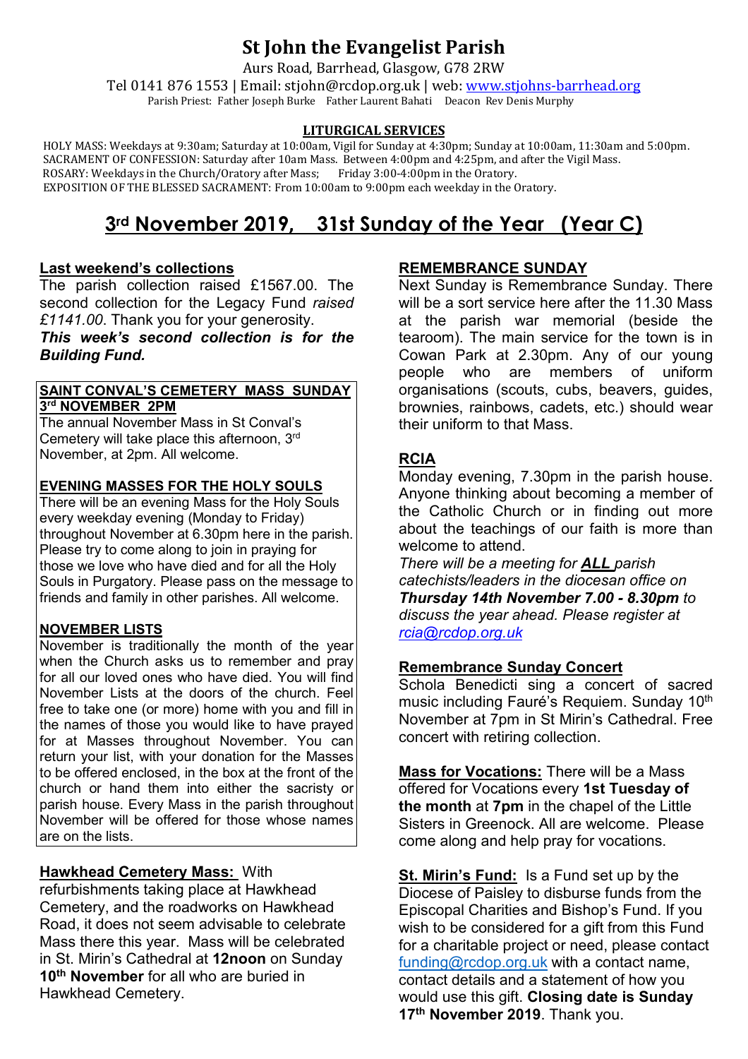# St John the Evangelist Parish

Aurs Road, Barrhead, Glasgow, G78 2RW

Tel 0141 876 1553 | Email: stjohn@rcdop.org.uk | web: www.stjohns-barrhead.org

Parish Priest: Father Joseph Burke Father Laurent Bahati Deacon Rev Denis Murphy

**LITURGICAL SERVICES**

HOLY MASS: Weekdays at 9:30am; Saturday at 10:00am, Vigil for Sunday at 4:30pm; Sunday at 10:00am, 11:30am and 5:00pm.
SACRAMENT OF CONFESSION: Saturday after 10am Mass. Between 4:00pm and 4:25pm, and after the Vigil Mass.
ROSARY: Weekdays in the Church/Oratory after Mass; Friday 3:00-4:00pm in the Oratory.
EXPOSITION OF THE BLESSED SACRAMENT: From 10:00am to 9:00pm each weekday in the Oratory.

## 3rd November 2019, 31st Sunday of the Year (Year C)

### Last weekend's collections

The parish collection raised £1567.00. The second collection for the Legacy Fund *raised £1141.00*. Thank you for your generosity.

***This week's second collection is for the Building Fund.***

### SAINT CONVAL'S CEMETERY MASS SUNDAY 3rd NOVEMBER 2PM

The annual November Mass in St Conval's Cemetery will take place this afternoon, 3rd November, at 2pm. All welcome.

### EVENING MASSES FOR THE HOLY SOULS

There will be an evening Mass for the Holy Souls every weekday evening (Monday to Friday) throughout November at 6.30pm here in the parish. Please try to come along to join in praying for those we love who have died and for all the Holy Souls in Purgatory. Please pass on the message to friends and family in other parishes. All welcome.

### NOVEMBER LISTS

November is traditionally the month of the year when the Church asks us to remember and pray for all our loved ones who have died. You will find November Lists at the doors of the church. Feel free to take one (or more) home with you and fill in the names of those you would like to have prayed for at Masses throughout November. You can return your list, with your donation for the Masses to be offered enclosed, in the box at the front of the church or hand them into either the sacristy or parish house. Every Mass in the parish throughout November will be offered for those whose names are on the lists.

### Hawkhead Cemetery Mass:

With refurbishments taking place at Hawkhead Cemetery, and the roadworks on Hawkhead Road, it does not seem advisable to celebrate Mass there this year. Mass will be celebrated in St. Mirin's Cathedral at **12noon** on Sunday **10th November** for all who are buried in Hawkhead Cemetery.

### REMEMBRANCE SUNDAY

Next Sunday is Remembrance Sunday. There will be a sort service here after the 11.30 Mass at the parish war memorial (beside the tearoom). The main service for the town is in Cowan Park at 2.30pm. Any of our young people who are members of uniform organisations (scouts, cubs, beavers, guides, brownies, rainbows, cadets, etc.) should wear their uniform to that Mass.

### RCIA

Monday evening, 7.30pm in the parish house. Anyone thinking about becoming a member of the Catholic Church or in finding out more about the teachings of our faith is more than welcome to attend.

*There will be a meeting for **ALL** parish catechists/leaders in the diocesan office on **Thursday 14th November 7.00 - 8.30pm** to discuss the year ahead. Please register at rcia@rcdop.org.uk*

### Remembrance Sunday Concert

Schola Benedicti sing a concert of sacred music including Fauré's Requiem. Sunday 10th November at 7pm in St Mirin's Cathedral. Free concert with retiring collection.

**Mass for Vocations:** There will be a Mass offered for Vocations every **1st Tuesday of the month** at **7pm** in the chapel of the Little Sisters in Greenock. All are welcome. Please come along and help pray for vocations.

**St. Mirin's Fund:** Is a Fund set up by the Diocese of Paisley to disburse funds from the Episcopal Charities and Bishop's Fund. If you wish to be considered for a gift from this Fund for a charitable project or need, please contact funding@rcdop.org.uk with a contact name, contact details and a statement of how you would use this gift. **Closing date is Sunday 17th November 2019**. Thank you.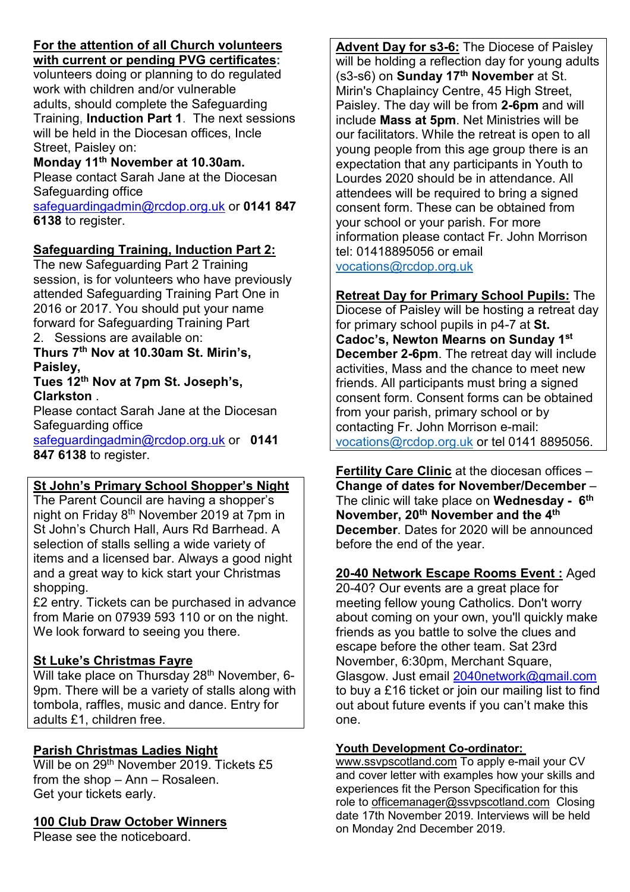**For the attention of all Church volunteers with current or pending PVG certificates:** volunteers doing or planning to do regulated work with children and/or vulnerable adults, should complete the Safeguarding Training, **Induction Part 1**. The next sessions will be held in the Diocesan offices, Incle Street, Paisley on:

**Monday 11th November at 10.30am.**

Please contact Sarah Jane at the Diocesan Safeguarding office safeguardingadmin@rcdop.org.uk or **0141 847 6138** to register.

**Safeguarding Training, Induction Part 2:**

The new Safeguarding Part 2 Training session, is for volunteers who have previously attended Safeguarding Training Part One in 2016 or 2017. You should put your name forward for Safeguarding Training Part 2. Sessions are available on:

**Thurs 7th Nov at 10.30am St. Mirin's, Paisley,**

**Tues 12th Nov at 7pm St. Joseph's, Clarkston** .

Please contact Sarah Jane at the Diocesan Safeguarding office safeguardingadmin@rcdop.org.uk or **0141 847 6138** to register.

**St John's Primary School Shopper's Night**

The Parent Council are having a shopper's night on Friday 8th November 2019 at 7pm in St John's Church Hall, Aurs Rd Barrhead. A selection of stalls selling a wide variety of items and a licensed bar. Always a good night and a great way to kick start your Christmas shopping.

£2 entry. Tickets can be purchased in advance from Marie on 07939 593 110 or on the night. We look forward to seeing you there.

**St Luke's Christmas Fayre**

Will take place on Thursday 28th November, 6-9pm. There will be a variety of stalls along with tombola, raffles, music and dance. Entry for adults £1, children free.

**Parish Christmas Ladies Night**

Will be on 29th November 2019. Tickets £5 from the shop – Ann – Rosaleen.

Get your tickets early.

**100 Club Draw October Winners**

Please see the noticeboard.

**Advent Day for s3-6:** The Diocese of Paisley will be holding a reflection day for young adults (s3-s6) on **Sunday 17th November** at St. Mirin's Chaplaincy Centre, 45 High Street, Paisley. The day will be from **2-6pm** and will include **Mass at 5pm**. Net Ministries will be our facilitators. While the retreat is open to all young people from this age group there is an expectation that any participants in Youth to Lourdes 2020 should be in attendance. All attendees will be required to bring a signed consent form. These can be obtained from your school or your parish. For more information please contact Fr. John Morrison tel: 01418895056 or email vocations@rcdop.org.uk

**Retreat Day for Primary School Pupils:** The Diocese of Paisley will be hosting a retreat day for primary school pupils in p4-7 at **St. Cadoc's, Newton Mearns on Sunday 1st December 2-6pm**. The retreat day will include activities, Mass and the chance to meet new friends. All participants must bring a signed consent form. Consent forms can be obtained from your parish, primary school or by contacting Fr. John Morrison e-mail: vocations@rcdop.org.uk or tel 0141 8895056.

**Fertility Care Clinic** at the diocesan offices – **Change of dates for November/December** – The clinic will take place on **Wednesday - 6th November, 20th November and the 4th December**. Dates for 2020 will be announced before the end of the year.

**20-40 Network Escape Rooms Event :** Aged 20-40? Our events are a great place for meeting fellow young Catholics. Don't worry about coming on your own, you'll quickly make friends as you battle to solve the clues and escape before the other team. Sat 23rd November, 6:30pm, Merchant Square, Glasgow. Just email 2040network@gmail.com to buy a £16 ticket or join our mailing list to find out about future events if you can't make this one.

**Youth Development Co-ordinator:**

www.ssvpscotland.com To apply e-mail your CV and cover letter with examples how your skills and experiences fit the Person Specification for this role to officemanager@ssvpscotland.com Closing date 17th November 2019. Interviews will be held on Monday 2nd December 2019.